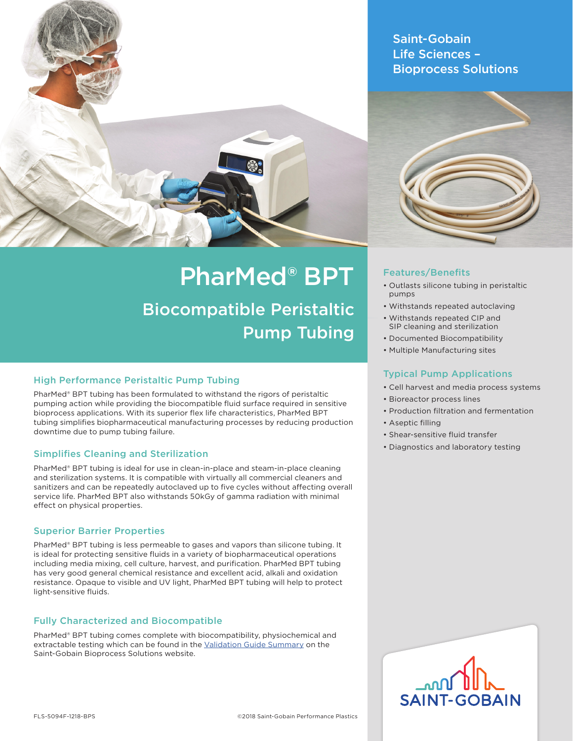Saint-Gobain Life Sciences – Bioprocess Solutions

# PharMed® BPT

## Biocompatible Peristaltic Pump Tubing

### High Performance Peristaltic Pump Tubing

PharMed® BPT tubing has been formulated to withstand the rigors of peristaltic pumping action while providing the biocompatible fluid surface required in sensitive bioprocess applications. With its superior flex life characteristics, PharMed BPT tubing simplifies biopharmaceutical manufacturing processes by reducing production downtime due to pump tubing failure.

### Simplifies Cleaning and Sterilization

PharMed® BPT tubing is ideal for use in clean-in-place and steam-in-place cleaning and sterilization systems. It is compatible with virtually all commercial cleaners and sanitizers and can be repeatedly autoclaved up to five cycles without affecting overall service life. PharMed BPT also withstands 50kGy of gamma radiation with minimal effect on physical properties.

### Superior Barrier Properties

PharMed® BPT tubing is less permeable to gases and vapors than silicone tubing. It is ideal for protecting sensitive fluids in a variety of biopharmaceutical operations including media mixing, cell culture, harvest, and purification. PharMed BPT tubing has very good general chemical resistance and excellent acid, alkali and oxidation resistance. Opaque to visible and UV light, PharMed BPT tubing will help to protect light-sensitive fluids.

### Fully Characterized and Biocompatible

PharMed® BPT tubing comes complete with biocompatibility, physiochemical and extractable testing which can be found in the Validation Guide Summary on the Saint-Gobain Bioprocess Solutions website.

### Features/Benefits

- Outlasts silicone tubing in peristaltic pumps
- Withstands repeated autoclaving
- Withstands repeated CIP and SIP cleaning and sterilization
- Documented Biocompatibility
- Multiple Manufacturing sites

### Typical Pump Applications

- Cell harvest and media process systems
- Bioreactor process lines
- Production filtration and fermentation
- Aseptic filling
- Shear-sensitive fluid transfer
- Diagnostics and laboratory testing

SAINT-GOBAIN

FLS-5094F-1218-BPS

©2018 Saint-Gobain Performance Plastics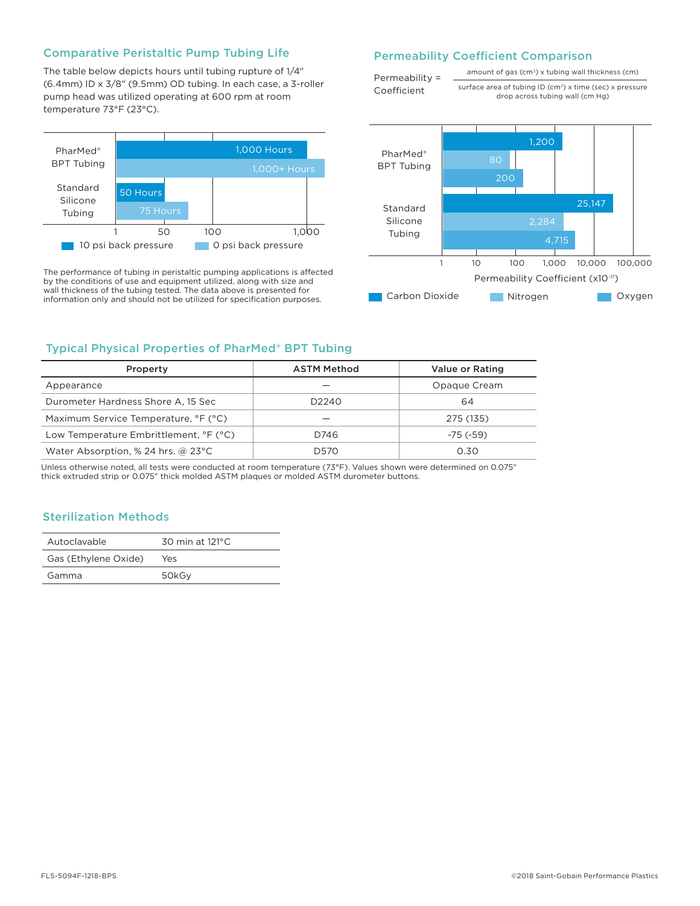## Comparative Peristaltic Pump Tubing Life

The table below depicts hours until tubing rupture of 1/4" (6.4mm) ID x 3/8" (9.5mm) OD tubing. In each case, a 3-roller pump head was utilized operating at 600 rpm at room temperature 73°F (23°C).

| Tubing | 10 psi back pressure | 0 psi back pressure |
|---|---|---|
| PharMed® BPT Tubing | 1,000 Hours | 1,000+ Hours |
| Standard Silicone Tubing | 50 Hours | 75 Hours |

The performance of tubing in peristaltic pumping applications is affected by the conditions of use and equipment utilized, along with size and wall thickness of the tubing tested. The data above is presented for information only and should not be utilized for specification purposes.

## Permeability Coefficient Comparison

$$\text{Permeability Coefficient} = \frac{\text{amount of gas (cm}^3\text{) x tubing wall thickness (cm)}}{\text{surface area of tubing ID (cm}^2\text{) x time (sec) x pressure drop across tubing wall (cm Hg)}}$$

Permeability Coefficient ($\times 10^{-11}$)

| Tubing | Carbon Dioxide | Nitrogen | Oxygen |
|---|---|---|---|
| PharMed® BPT Tubing | 1,200 | 80 | 200 |
| Standard Silicone Tubing | 25,147 | 2,284 | 4,715 |

## Typical Physical Properties of PharMed® BPT Tubing

| Property | ASTM Method | Value or Rating |
|---|---|---|
| Appearance | — | Opaque Cream |
| Durometer Hardness Shore A, 15 Sec | D2240 | 64 |
| Maximum Service Temperature, °F (°C) | — | 275 (135) |
| Low Temperature Embrittlement, °F (°C) | D746 | -75 (-59) |
| Water Absorption, % 24 hrs. @ 23°C | D570 | 0.30 |

Unless otherwise noted, all tests were conducted at room temperature (73°F). Values shown were determined on 0.075" thick extruded strip or 0.075" thick molded ASTM plaques or molded ASTM durometer buttons.

## Sterilization Methods

| | |
|---|---|
| Autoclavable | 30 min at 121°C |
| Gas (Ethylene Oxide) | Yes |
| Gamma | 50kGy |

FLS-5094F-1218-BPS

©2018 Saint-Gobain Performance Plastics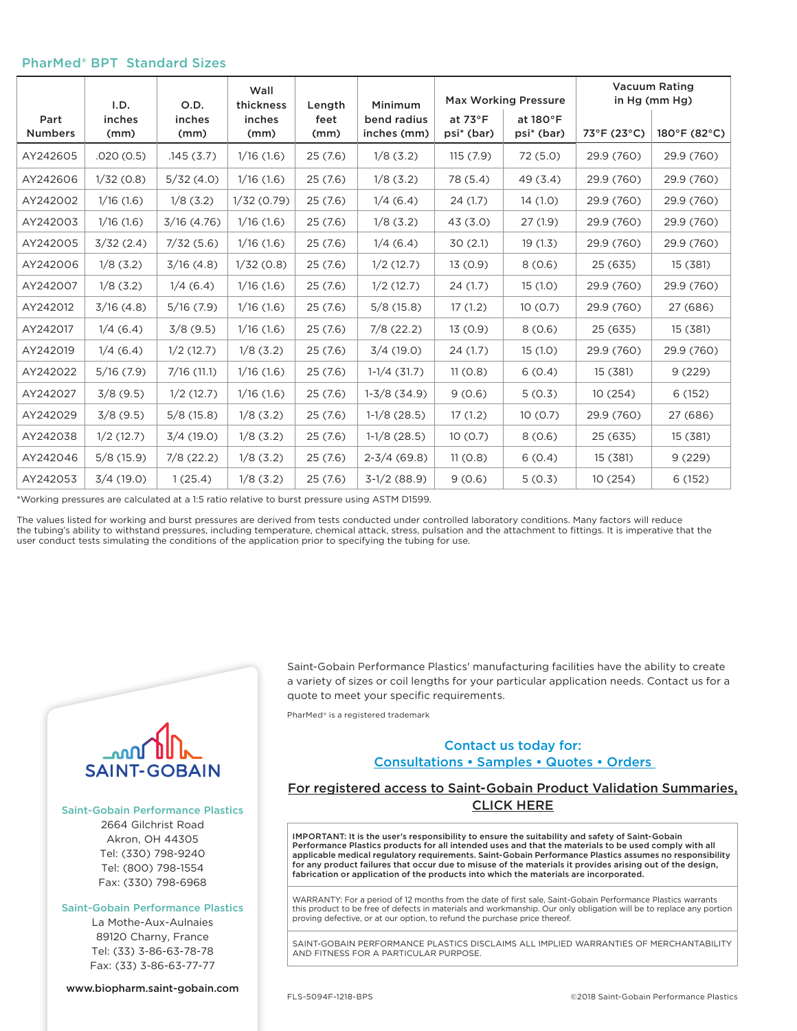## PharMed® BPT Standard Sizes

| Part Numbers | I.D. inches (mm) | O.D. inches (mm) | Wall thickness inches (mm) | Length feet (mm) | Minimum bend radius inches (mm) | Max Working Pressure at 73°F psi* (bar) | Max Working Pressure at 180°F psi* (bar) | Vacuum Rating in Hg (mm Hg) 73°F (23°C) | Vacuum Rating in Hg (mm Hg) 180°F (82°C) |
|---|---|---|---|---|---|---|---|---|---|
| AY242605 | .020 (0.5) | .145 (3.7) | 1/16 (1.6) | 25 (7.6) | 1/8 (3.2) | 115 (7.9) | 72 (5.0) | 29.9 (760) | 29.9 (760) |
| AY242606 | 1/32 (0.8) | 5/32 (4.0) | 1/16 (1.6) | 25 (7.6) | 1/8 (3.2) | 78 (5.4) | 49 (3.4) | 29.9 (760) | 29.9 (760) |
| AY242002 | 1/16 (1.6) | 1/8 (3.2) | 1/32 (0.79) | 25 (7.6) | 1/4 (6.4) | 24 (1.7) | 14 (1.0) | 29.9 (760) | 29.9 (760) |
| AY242003 | 1/16 (1.6) | 3/16 (4.76) | 1/16 (1.6) | 25 (7.6) | 1/8 (3.2) | 43 (3.0) | 27 (1.9) | 29.9 (760) | 29.9 (760) |
| AY242005 | 3/32 (2.4) | 7/32 (5.6) | 1/16 (1.6) | 25 (7.6) | 1/4 (6.4) | 30 (2.1) | 19 (1.3) | 29.9 (760) | 29.9 (760) |
| AY242006 | 1/8 (3.2) | 3/16 (4.8) | 1/32 (0.8) | 25 (7.6) | 1/2 (12.7) | 13 (0.9) | 8 (0.6) | 25 (635) | 15 (381) |
| AY242007 | 1/8 (3.2) | 1/4 (6.4) | 1/16 (1.6) | 25 (7.6) | 1/2 (12.7) | 24 (1.7) | 15 (1.0) | 29.9 (760) | 29.9 (760) |
| AY242012 | 3/16 (4.8) | 5/16 (7.9) | 1/16 (1.6) | 25 (7.6) | 5/8 (15.8) | 17 (1.2) | 10 (0.7) | 29.9 (760) | 27 (686) |
| AY242017 | 1/4 (6.4) | 3/8 (9.5) | 1/16 (1.6) | 25 (7.6) | 7/8 (22.2) | 13 (0.9) | 8 (0.6) | 25 (635) | 15 (381) |
| AY242019 | 1/4 (6.4) | 1/2 (12.7) | 1/8 (3.2) | 25 (7.6) | 3/4 (19.0) | 24 (1.7) | 15 (1.0) | 29.9 (760) | 29.9 (760) |
| AY242022 | 5/16 (7.9) | 7/16 (11.1) | 1/16 (1.6) | 25 (7.6) | 1-1/4 (31.7) | 11 (0.8) | 6 (0.4) | 15 (381) | 9 (229) |
| AY242027 | 3/8 (9.5) | 1/2 (12.7) | 1/16 (1.6) | 25 (7.6) | 1-3/8 (34.9) | 9 (0.6) | 5 (0.3) | 10 (254) | 6 (152) |
| AY242029 | 3/8 (9.5) | 5/8 (15.8) | 1/8 (3.2) | 25 (7.6) | 1-1/8 (28.5) | 17 (1.2) | 10 (0.7) | 29.9 (760) | 27 (686) |
| AY242038 | 1/2 (12.7) | 3/4 (19.0) | 1/8 (3.2) | 25 (7.6) | 1-1/8 (28.5) | 10 (0.7) | 8 (0.6) | 25 (635) | 15 (381) |
| AY242046 | 5/8 (15.9) | 7/8 (22.2) | 1/8 (3.2) | 25 (7.6) | 2-3/4 (69.8) | 11 (0.8) | 6 (0.4) | 15 (381) | 9 (229) |
| AY242053 | 3/4 (19.0) | 1 (25.4) | 1/8 (3.2) | 25 (7.6) | 3-1/2 (88.9) | 9 (0.6) | 5 (0.3) | 10 (254) | 6 (152) |

*Working pressures are calculated at a 1:5 ratio relative to burst pressure using ASTM D1599.

The values listed for working and burst pressures are derived from tests conducted under controlled laboratory conditions. Many factors will reduce the tubing's ability to withstand pressures, including temperature, chemical attack, stress, pulsation and the attachment to fittings. It is imperative that the user conduct tests simulating the conditions of the application prior to specifying the tubing for use.

SAINT-GOBAIN

**Saint-Gobain Performance Plastics**
2664 Gilchrist Road
Akron, OH 44305
Tel: (330) 798-9240
Tel: (800) 798-1554
Fax: (330) 798-6968

**Saint-Gobain Performance Plastics**
La Mothe-Aux-Aulnaies
89120 Charny, France
Tel: (33) 3-86-63-78-78
Fax: (33) 3-86-63-77-77

**www.biopharm.saint-gobain.com**

Saint-Gobain Performance Plastics' manufacturing facilities have the ability to create a variety of sizes or coil lengths for your particular application needs. Contact us for a quote to meet your specific requirements.

PharMed® is a registered trademark

**Contact us today for:**
Consultations • Samples • Quotes • Orders

For registered access to Saint-Gobain Product Validation Summaries, CLICK HERE

**IMPORTANT: It is the user's responsibility to ensure the suitability and safety of Saint-Gobain Performance Plastics products for all intended uses and that the materials to be used comply with all applicable medical regulatory requirements. Saint-Gobain Performance Plastics assumes no responsibility for any product failures that occur due to misuse of the materials it provides arising out of the design, fabrication or application of the products into which the materials are incorporated.**

WARRANTY: For a period of 12 months from the date of first sale, Saint-Gobain Performance Plastics warrants this product to be free of defects in materials and workmanship. Our only obligation will be to replace any portion proving defective, or at our option, to refund the purchase price thereof.

SAINT-GOBAIN PERFORMANCE PLASTICS DISCLAIMS ALL IMPLIED WARRANTIES OF MERCHANTABILITY AND FITNESS FOR A PARTICULAR PURPOSE.

FLS-5094F-1218-BPS

©2018 Saint-Gobain Performance Plastics